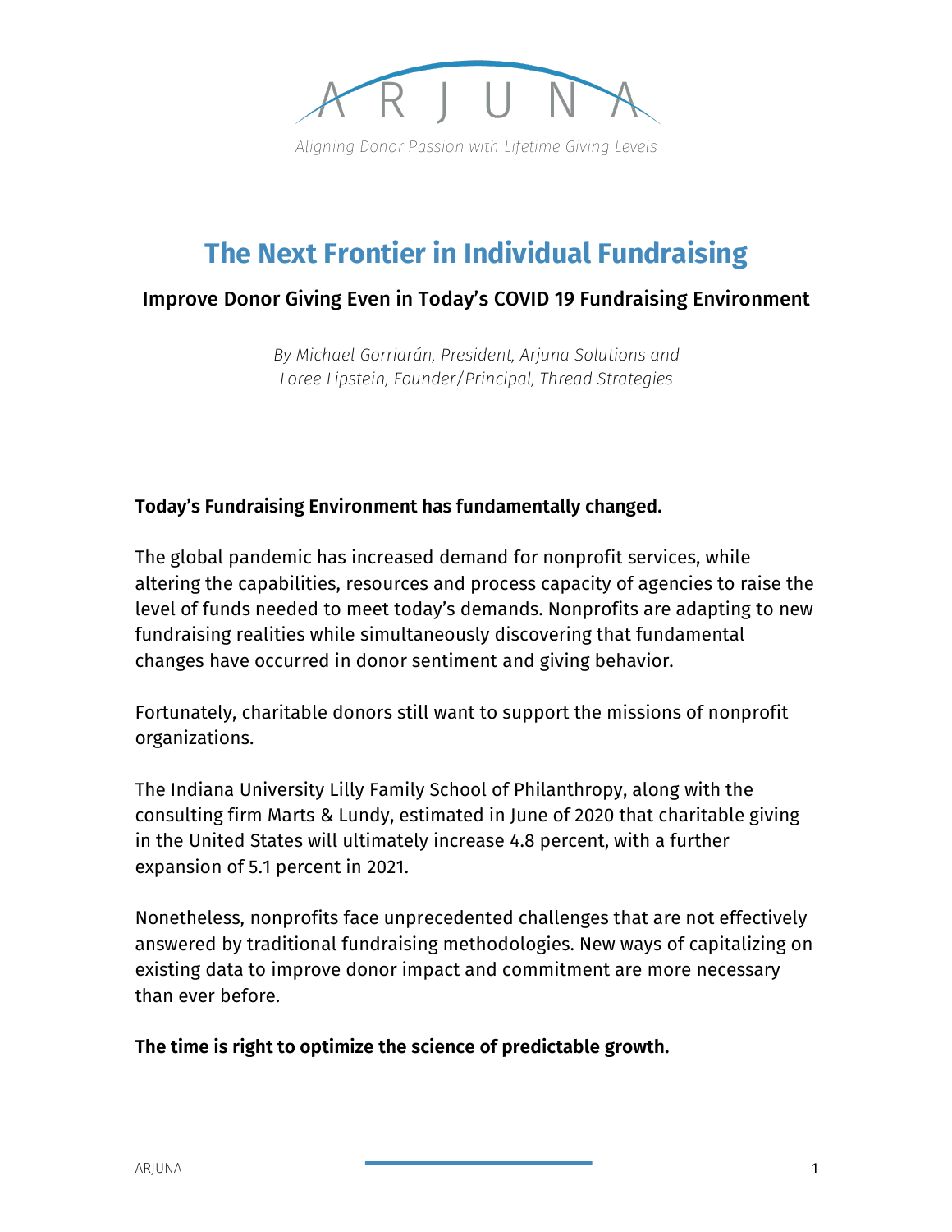ARJUNA

*Aligning Donor Passion with Lifetime Giving Levels*

# The Next Frontier in Individual Fundraising

## Improve Donor Giving Even in Today's COVID 19 Fundraising Environment

*By Michael Gorriarán, President, Arjuna Solutions and*
*Loree Lipstein, Founder/Principal, Thread Strategies*

**Today's Fundraising Environment has fundamentally changed.**

The global pandemic has increased demand for nonprofit services, while altering the capabilities, resources and process capacity of agencies to raise the level of funds needed to meet today's demands. Nonprofits are adapting to new fundraising realities while simultaneously discovering that fundamental changes have occurred in donor sentiment and giving behavior.

Fortunately, charitable donors still want to support the missions of nonprofit organizations.

The Indiana University Lilly Family School of Philanthropy, along with the consulting firm Marts & Lundy, estimated in June of 2020 that charitable giving in the United States will ultimately increase 4.8 percent, with a further expansion of 5.1 percent in 2021.

Nonetheless, nonprofits face unprecedented challenges that are not effectively answered by traditional fundraising methodologies. New ways of capitalizing on existing data to improve donor impact and commitment are more necessary than ever before.

**The time is right to optimize the science of predictable growth.**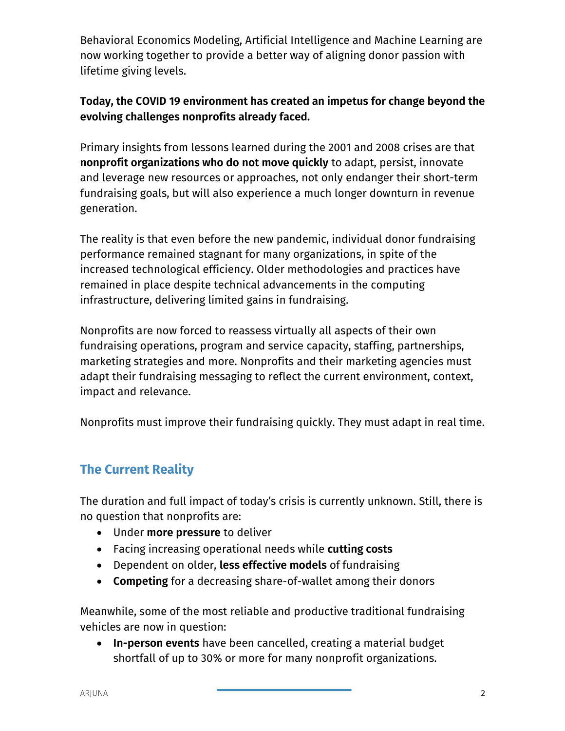Behavioral Economics Modeling, Artificial Intelligence and Machine Learning are now working together to provide a better way of aligning donor passion with lifetime giving levels.

**Today, the COVID 19 environment has created an impetus for change beyond the evolving challenges nonprofits already faced.**

Primary insights from lessons learned during the 2001 and 2008 crises are that **nonprofit organizations who do not move quickly** to adapt, persist, innovate and leverage new resources or approaches, not only endanger their short-term fundraising goals, but will also experience a much longer downturn in revenue generation.

The reality is that even before the new pandemic, individual donor fundraising performance remained stagnant for many organizations, in spite of the increased technological efficiency. Older methodologies and practices have remained in place despite technical advancements in the computing infrastructure, delivering limited gains in fundraising.

Nonprofits are now forced to reassess virtually all aspects of their own fundraising operations, program and service capacity, staffing, partnerships, marketing strategies and more. Nonprofits and their marketing agencies must adapt their fundraising messaging to reflect the current environment, context, impact and relevance.

Nonprofits must improve their fundraising quickly. They must adapt in real time.

## The Current Reality

The duration and full impact of today's crisis is currently unknown. Still, there is no question that nonprofits are:

- Under **more pressure** to deliver
- Facing increasing operational needs while **cutting costs**
- Dependent on older, **less effective models** of fundraising
- **Competing** for a decreasing share-of-wallet among their donors

Meanwhile, some of the most reliable and productive traditional fundraising vehicles are now in question:

- **In-person events** have been cancelled, creating a material budget shortfall of up to 30% or more for many nonprofit organizations.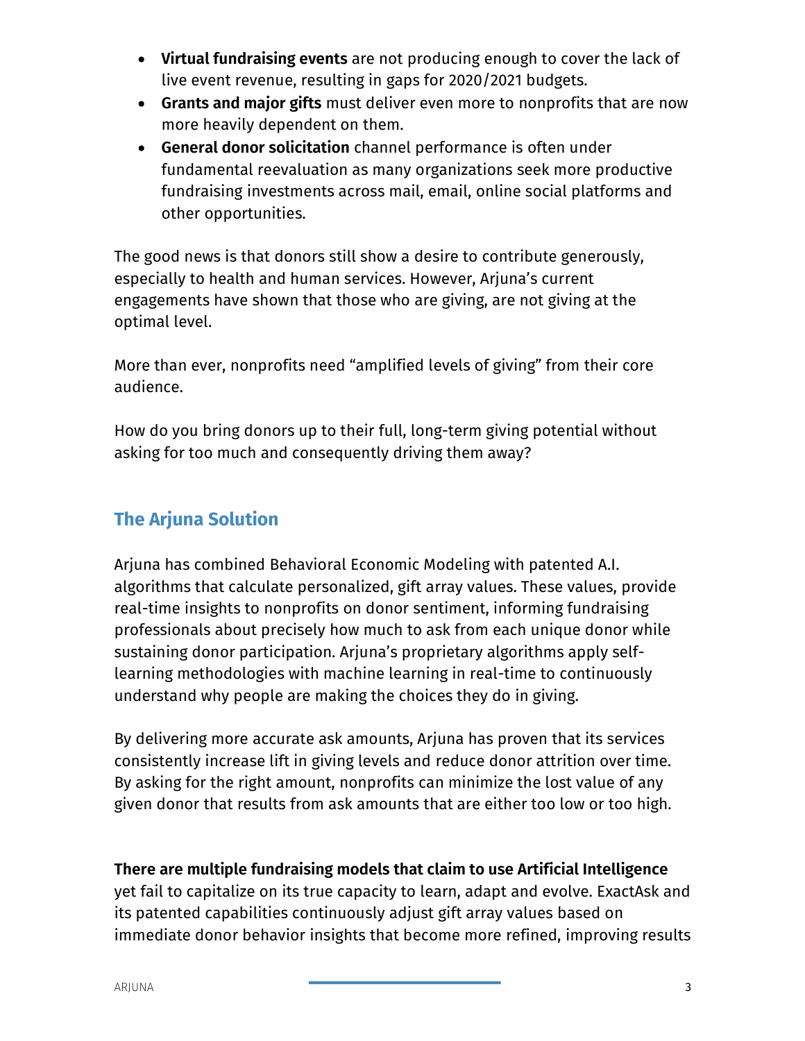- **Virtual fundraising events** are not producing enough to cover the lack of live event revenue, resulting in gaps for 2020/2021 budgets.
- **Grants and major gifts** must deliver even more to nonprofits that are now more heavily dependent on them.
- **General donor solicitation** channel performance is often under fundamental reevaluation as many organizations seek more productive fundraising investments across mail, email, online social platforms and other opportunities.

The good news is that donors still show a desire to contribute generously, especially to health and human services. However, Arjuna's current engagements have shown that those who are giving, are not giving at the optimal level.

More than ever, nonprofits need "amplified levels of giving" from their core audience.

How do you bring donors up to their full, long-term giving potential without asking for too much and consequently driving them away?

## The Arjuna Solution

Arjuna has combined Behavioral Economic Modeling with patented A.I. algorithms that calculate personalized, gift array values. These values, provide real-time insights to nonprofits on donor sentiment, informing fundraising professionals about precisely how much to ask from each unique donor while sustaining donor participation. Arjuna's proprietary algorithms apply self-learning methodologies with machine learning in real-time to continuously understand why people are making the choices they do in giving.

By delivering more accurate ask amounts, Arjuna has proven that its services consistently increase lift in giving levels and reduce donor attrition over time. By asking for the right amount, nonprofits can minimize the lost value of any given donor that results from ask amounts that are either too low or too high.

**There are multiple fundraising models that claim to use Artificial Intelligence** yet fail to capitalize on its true capacity to learn, adapt and evolve. ExactAsk and its patented capabilities continuously adjust gift array values based on immediate donor behavior insights that become more refined, improving results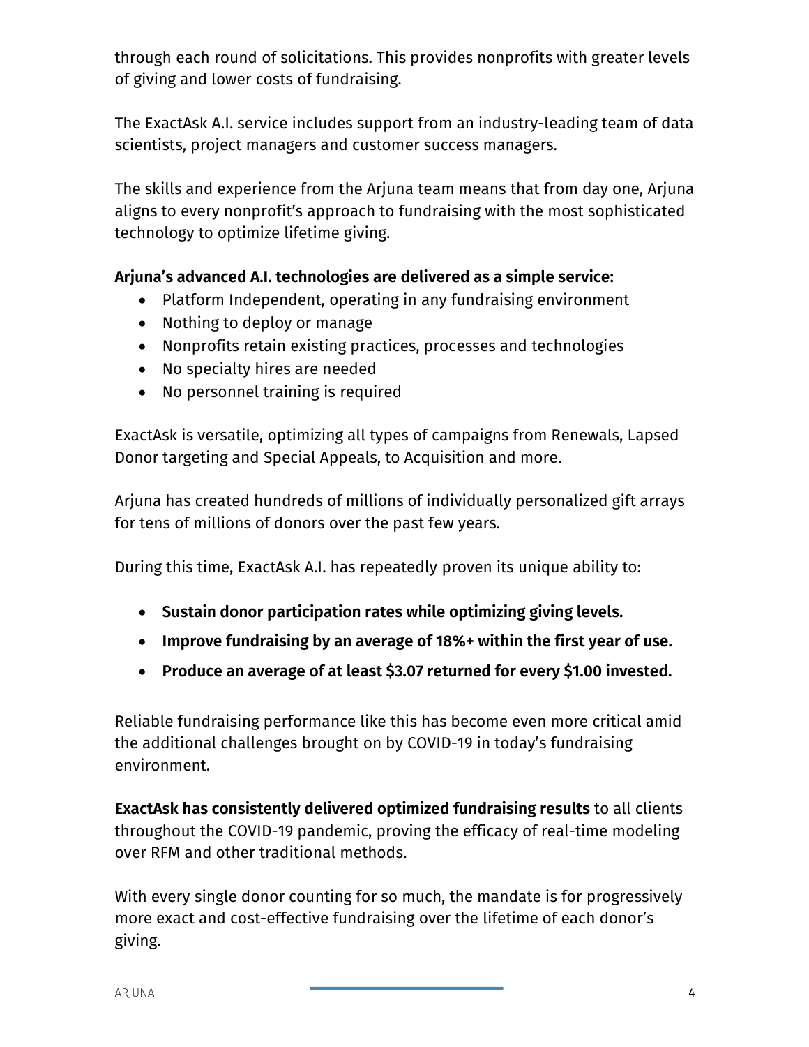through each round of solicitations. This provides nonprofits with greater levels of giving and lower costs of fundraising.

The ExactAsk A.I. service includes support from an industry-leading team of data scientists, project managers and customer success managers.

The skills and experience from the Arjuna team means that from day one, Arjuna aligns to every nonprofit's approach to fundraising with the most sophisticated technology to optimize lifetime giving.

**Arjuna's advanced A.I. technologies are delivered as a simple service:**

- Platform Independent, operating in any fundraising environment
- Nothing to deploy or manage
- Nonprofits retain existing practices, processes and technologies
- No specialty hires are needed
- No personnel training is required

ExactAsk is versatile, optimizing all types of campaigns from Renewals, Lapsed Donor targeting and Special Appeals, to Acquisition and more.

Arjuna has created hundreds of millions of individually personalized gift arrays for tens of millions of donors over the past few years.

During this time, ExactAsk A.I. has repeatedly proven its unique ability to:

- **Sustain donor participation rates while optimizing giving levels.**
- **Improve fundraising by an average of 18%+ within the first year of use.**
- **Produce an average of at least $3.07 returned for every $1.00 invested.**

Reliable fundraising performance like this has become even more critical amid the additional challenges brought on by COVID-19 in today's fundraising environment.

**ExactAsk has consistently delivered optimized fundraising results** to all clients throughout the COVID-19 pandemic, proving the efficacy of real-time modeling over RFM and other traditional methods.

With every single donor counting for so much, the mandate is for progressively more exact and cost-effective fundraising over the lifetime of each donor's giving.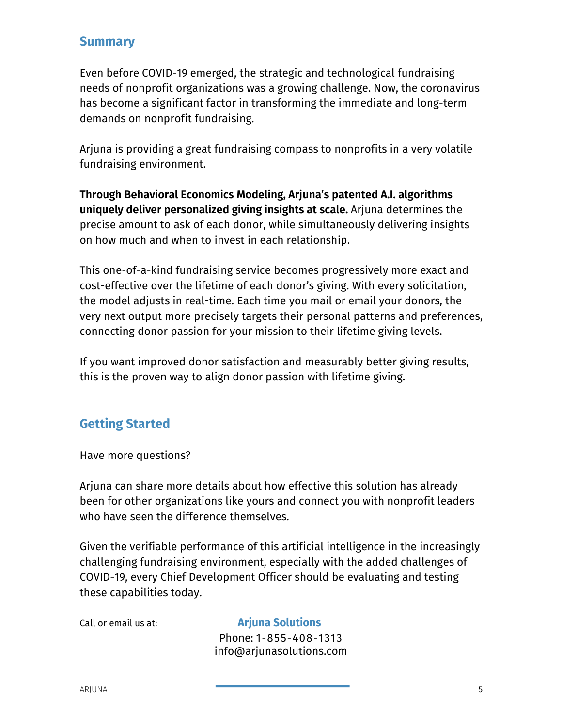## Summary

Even before COVID-19 emerged, the strategic and technological fundraising needs of nonprofit organizations was a growing challenge. Now, the coronavirus has become a significant factor in transforming the immediate and long-term demands on nonprofit fundraising.

Arjuna is providing a great fundraising compass to nonprofits in a very volatile fundraising environment.

**Through Behavioral Economics Modeling, Arjuna's patented A.I. algorithms uniquely deliver personalized giving insights at scale.** Arjuna determines the precise amount to ask of each donor, while simultaneously delivering insights on how much and when to invest in each relationship.

This one-of-a-kind fundraising service becomes progressively more exact and cost-effective over the lifetime of each donor's giving. With every solicitation, the model adjusts in real-time. Each time you mail or email your donors, the very next output more precisely targets their personal patterns and preferences, connecting donor passion for your mission to their lifetime giving levels.

If you want improved donor satisfaction and measurably better giving results, this is the proven way to align donor passion with lifetime giving.

## Getting Started

Have more questions?

Arjuna can share more details about how effective this solution has already been for other organizations like yours and connect you with nonprofit leaders who have seen the difference themselves.

Given the verifiable performance of this artificial intelligence in the increasingly challenging fundraising environment, especially with the added challenges of COVID-19, every Chief Development Officer should be evaluating and testing these capabilities today.

Call or email us at:

**Arjuna Solutions**
Phone: 1-855-408-1313
info@arjunasolutions.com